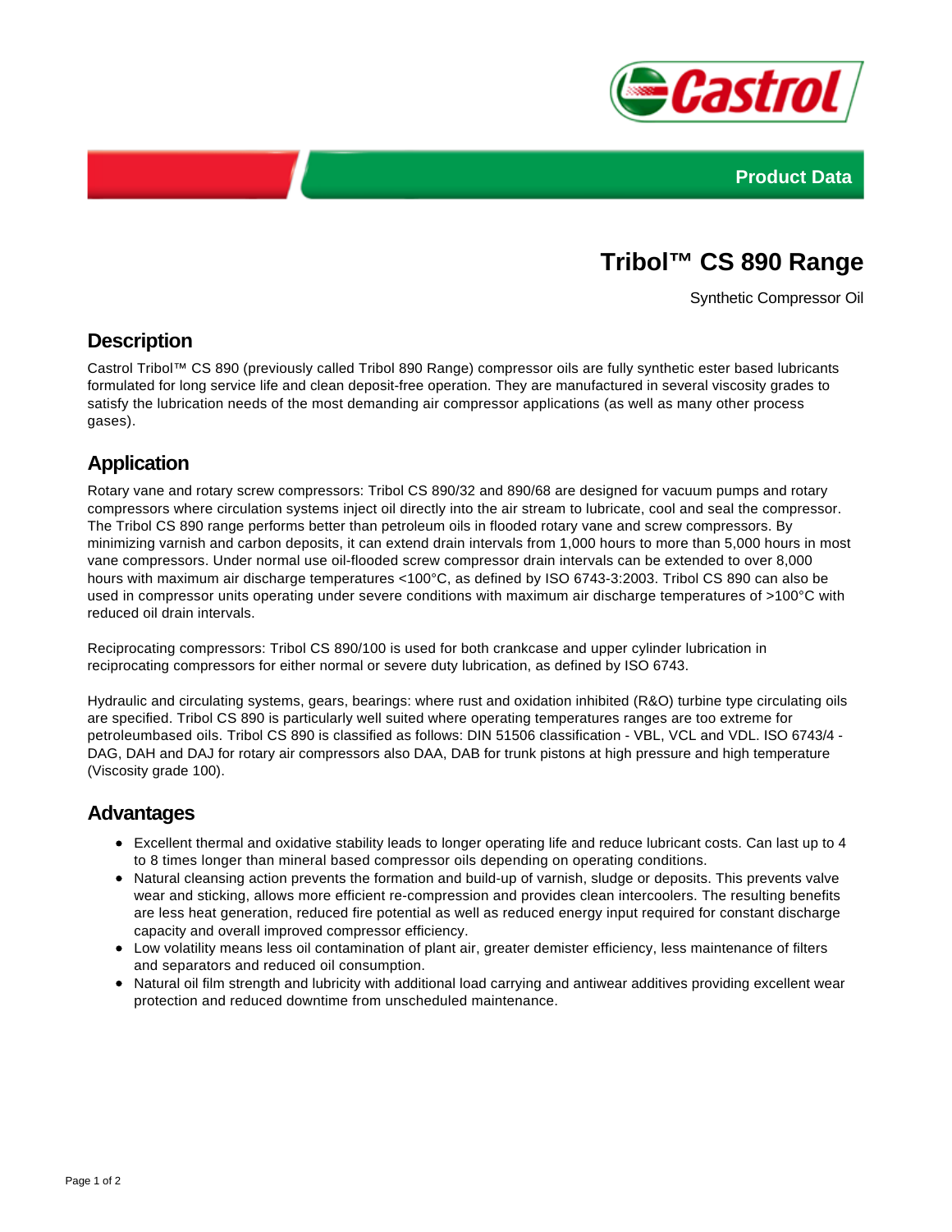Product Data

# Tribol™ CS 890 Range

Synthetic Compressor Oil

## Description

Castrol Tribol™ CS 890 (previously called Tribol 890 Range) compressor oils are fully synthetic ester based lubricants formulated for long service life and clean deposit-free operation. They are manufactured in several viscosity grades to satisfy the lubrication needs of the most demanding air compressor applications (as well as many other process gases).

## Application

Rotary vane and rotary screw compressors: Tribol CS 890/32 and 890/68 are designed for vacuum pumps and rotary compressors where circulation systems inject oil directly into the air stream to lubricate, cool and seal the compressor. The Tribol CS 890 range performs better than petroleum oils in flooded rotary vane and screw compressors. By minimizing varnish and carbon deposits, it can extend drain intervals from 1,000 hours to more than 5,000 hours in most vane compressors. Under normal use oil-flooded screw compressor drain intervals can be extended to over 8,000 hours with maximum air discharge temperatures <100°C, as defined by ISO 6743-3:2003. Tribol CS 890 can also be used in compressor units operating under severe conditions with maximum air discharge temperatures of >100°C with reduced oil drain intervals.

Reciprocating compressors: Tribol CS 890/100 is used for both crankcase and upper cylinder lubrication in reciprocating compressors for either normal or severe duty lubrication, as defined by ISO 6743.

Hydraulic and circulating systems, gears, bearings: where rust and oxidation inhibited (R&O) turbine type circulating oils are specified. Tribol CS 890 is particularly well suited where operating temperatures ranges are too extreme for petroleumbased oils. Tribol CS 890 is classified as follows: DIN 51506 classification - VBL, VCL and VDL. ISO 6743/4 - DAG, DAH and DAJ for rotary air compressors also DAA, DAB for trunk pistons at high pressure and high temperature (Viscosity grade 100).

## Advantages

- Excellent thermal and oxidative stability leads to longer operating life and reduce lubricant costs. Can last up to 4 to 8 times longer than mineral based compressor oils depending on operating conditions.
- Natural cleansing action prevents the formation and build-up of varnish, sludge or deposits. This prevents valve wear and sticking, allows more efficient re-compression and provides clean intercoolers. The resulting benefits are less heat generation, reduced fire potential as well as reduced energy input required for constant discharge capacity and overall improved compressor efficiency.
- Low volatility means less oil contamination of plant air, greater demister efficiency, less maintenance of filters and separators and reduced oil consumption.
- Natural oil film strength and lubricity with additional load carrying and antiwear additives providing excellent wear protection and reduced downtime from unscheduled maintenance.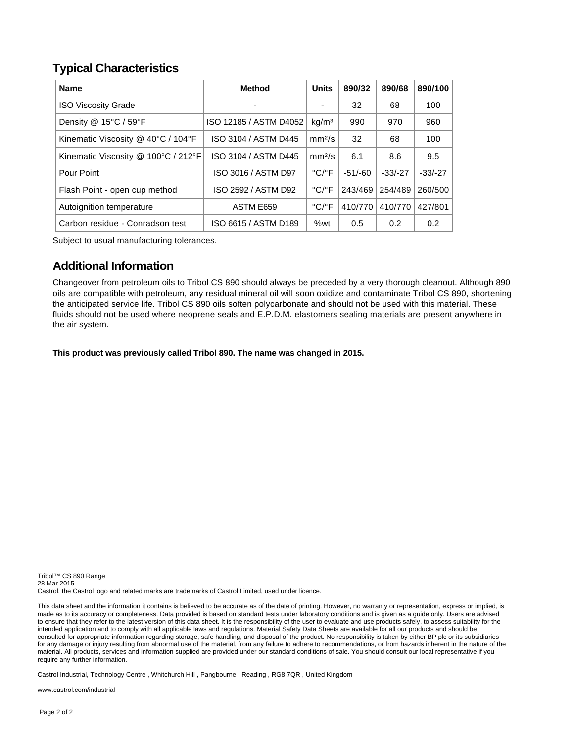## Typical Characteristics

| Name | Method | Units | 890/32 | 890/68 | 890/100 |
|---|---|---|---|---|---|
| ISO Viscosity Grade | - | - | 32 | 68 | 100 |
| Density @ 15°C / 59°F | ISO 12185 / ASTM D4052 | kg/m³ | 990 | 970 | 960 |
| Kinematic Viscosity @ 40°C / 104°F | ISO 3104 / ASTM D445 | mm²/s | 32 | 68 | 100 |
| Kinematic Viscosity @ 100°C / 212°F | ISO 3104 / ASTM D445 | mm²/s | 6.1 | 8.6 | 9.5 |
| Pour Point | ISO 3016 / ASTM D97 | °C/°F | -51/-60 | -33/-27 | -33/-27 |
| Flash Point - open cup method | ISO 2592 / ASTM D92 | °C/°F | 243/469 | 254/489 | 260/500 |
| Autoignition temperature | ASTM E659 | °C/°F | 410/770 | 410/770 | 427/801 |
| Carbon residue - Conradson test | ISO 6615 / ASTM D189 | %wt | 0.5 | 0.2 | 0.2 |

Subject to usual manufacturing tolerances.

## Additional Information

Changeover from petroleum oils to Tribol CS 890 should always be preceded by a very thorough cleanout. Although 890 oils are compatible with petroleum, any residual mineral oil will soon oxidize and contaminate Tribol CS 890, shortening the anticipated service life. Tribol CS 890 oils soften polycarbonate and should not be used with this material. These fluids should not be used where neoprene seals and E.P.D.M. elastomers sealing materials are present anywhere in the air system.

**This product was previously called Tribol 890. The name was changed in 2015.**

Tribol™ CS 890 Range
28 Mar 2015
Castrol, the Castrol logo and related marks are trademarks of Castrol Limited, used under licence.

This data sheet and the information it contains is believed to be accurate as of the date of printing. However, no warranty or representation, express or implied, is made as to its accuracy or completeness. Data provided is based on standard tests under laboratory conditions and is given as a guide only. Users are advised to ensure that they refer to the latest version of this data sheet. It is the responsibility of the user to evaluate and use products safely, to assess suitability for the intended application and to comply with all applicable laws and regulations. Material Safety Data Sheets are available for all our products and should be consulted for appropriate information regarding storage, safe handling, and disposal of the product. No responsibility is taken by either BP plc or its subsidiaries for any damage or injury resulting from abnormal use of the material, from any failure to adhere to recommendations, or from hazards inherent in the nature of the material. All products, services and information supplied are provided under our standard conditions of sale. You should consult our local representative if you require any further information.

Castrol Industrial, Technology Centre , Whitchurch Hill , Pangbourne , Reading , RG8 7QR , United Kingdom

www.castrol.com/industrial